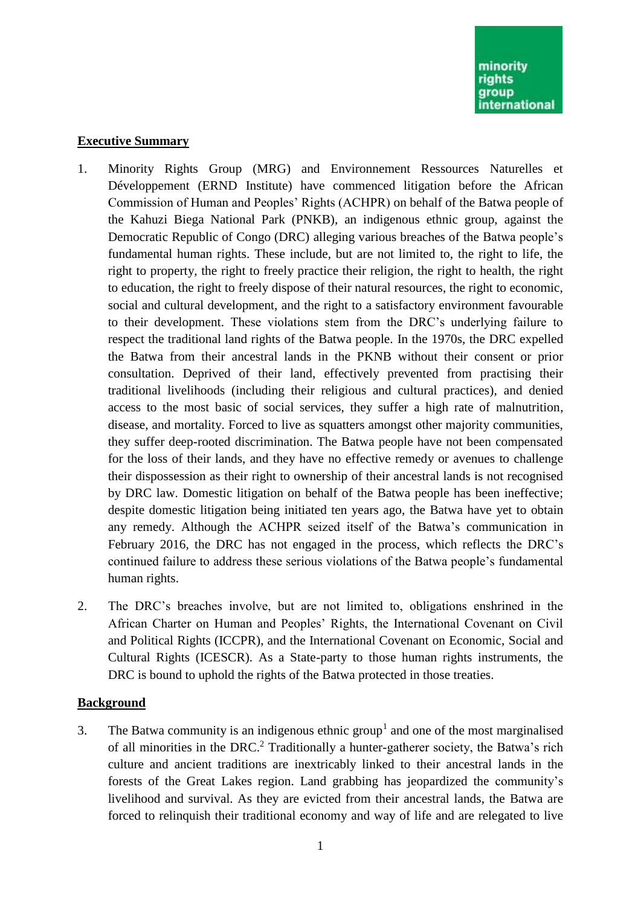## Executive Summary

1. Minority Rights Group (MRG) and Environnement Ressources Naturelles et Développement (ERND Institute) have commenced litigation before the African Commission of Human and Peoples' Rights (ACHPR) on behalf of the Batwa people of the Kahuzi Biega National Park (PNKB), an indigenous ethnic group, against the Democratic Republic of Congo (DRC) alleging various breaches of the Batwa people's fundamental human rights. These include, but are not limited to, the right to life, the right to property, the right to freely practice their religion, the right to health, the right to education, the right to freely dispose of their natural resources, the right to economic, social and cultural development, and the right to a satisfactory environment favourable to their development. These violations stem from the DRC's underlying failure to respect the traditional land rights of the Batwa people. In the 1970s, the DRC expelled the Batwa from their ancestral lands in the PKNB without their consent or prior consultation. Deprived of their land, effectively prevented from practising their traditional livelihoods (including their religious and cultural practices), and denied access to the most basic of social services, they suffer a high rate of malnutrition, disease, and mortality. Forced to live as squatters amongst other majority communities, they suffer deep-rooted discrimination. The Batwa people have not been compensated for the loss of their lands, and they have no effective remedy or avenues to challenge their dispossession as their right to ownership of their ancestral lands is not recognised by DRC law. Domestic litigation on behalf of the Batwa people has been ineffective; despite domestic litigation being initiated ten years ago, the Batwa have yet to obtain any remedy. Although the ACHPR seized itself of the Batwa's communication in February 2016, the DRC has not engaged in the process, which reflects the DRC's continued failure to address these serious violations of the Batwa people's fundamental human rights.

2. The DRC's breaches involve, but are not limited to, obligations enshrined in the African Charter on Human and Peoples' Rights, the International Covenant on Civil and Political Rights (ICCPR), and the International Covenant on Economic, Social and Cultural Rights (ICESCR). As a State-party to those human rights instruments, the DRC is bound to uphold the rights of the Batwa protected in those treaties.

## Background

3. The Batwa community is an indigenous ethnic group[1] and one of the most marginalised of all minorities in the DRC.[2] Traditionally a hunter-gatherer society, the Batwa's rich culture and ancient traditions are inextricably linked to their ancestral lands in the forests of the Great Lakes region. Land grabbing has jeopardized the community's livelihood and survival. As they are evicted from their ancestral lands, the Batwa are forced to relinquish their traditional economy and way of life and are relegated to live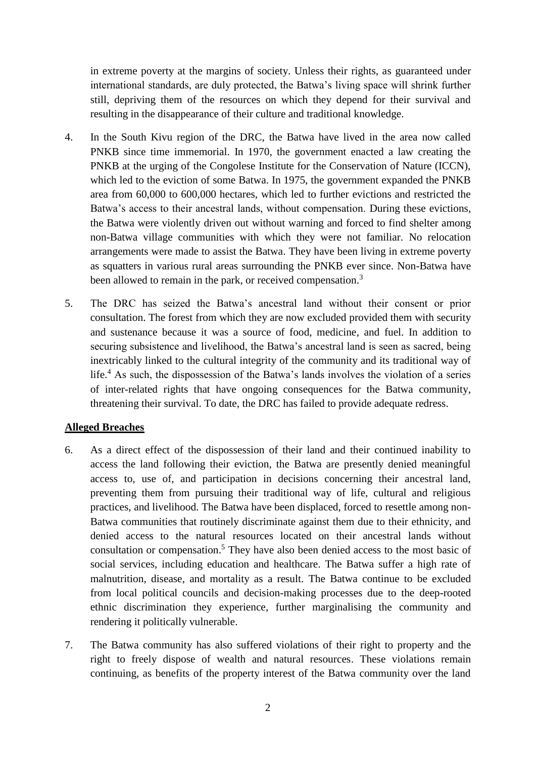in extreme poverty at the margins of society. Unless their rights, as guaranteed under international standards, are duly protected, the Batwa's living space will shrink further still, depriving them of the resources on which they depend for their survival and resulting in the disappearance of their culture and traditional knowledge.

4. In the South Kivu region of the DRC, the Batwa have lived in the area now called PNKB since time immemorial. In 1970, the government enacted a law creating the PNKB at the urging of the Congolese Institute for the Conservation of Nature (ICCN), which led to the eviction of some Batwa. In 1975, the government expanded the PNKB area from 60,000 to 600,000 hectares, which led to further evictions and restricted the Batwa's access to their ancestral lands, without compensation. During these evictions, the Batwa were violently driven out without warning and forced to find shelter among non-Batwa village communities with which they were not familiar. No relocation arrangements were made to assist the Batwa. They have been living in extreme poverty as squatters in various rural areas surrounding the PNKB ever since. Non-Batwa have been allowed to remain in the park, or received compensation.[3]

5. The DRC has seized the Batwa's ancestral land without their consent or prior consultation. The forest from which they are now excluded provided them with security and sustenance because it was a source of food, medicine, and fuel. In addition to securing subsistence and livelihood, the Batwa's ancestral land is seen as sacred, being inextricably linked to the cultural integrity of the community and its traditional way of life.[4] As such, the dispossession of the Batwa's lands involves the violation of a series of inter-related rights that have ongoing consequences for the Batwa community, threatening their survival. To date, the DRC has failed to provide adequate redress.

**Alleged Breaches**

6. As a direct effect of the dispossession of their land and their continued inability to access the land following their eviction, the Batwa are presently denied meaningful access to, use of, and participation in decisions concerning their ancestral land, preventing them from pursuing their traditional way of life, cultural and religious practices, and livelihood. The Batwa have been displaced, forced to resettle among non-Batwa communities that routinely discriminate against them due to their ethnicity, and denied access to the natural resources located on their ancestral lands without consultation or compensation.[5] They have also been denied access to the most basic of social services, including education and healthcare. The Batwa suffer a high rate of malnutrition, disease, and mortality as a result. The Batwa continue to be excluded from local political councils and decision-making processes due to the deep-rooted ethnic discrimination they experience, further marginalising the community and rendering it politically vulnerable.

7. The Batwa community has also suffered violations of their right to property and the right to freely dispose of wealth and natural resources. These violations remain continuing, as benefits of the property interest of the Batwa community over the land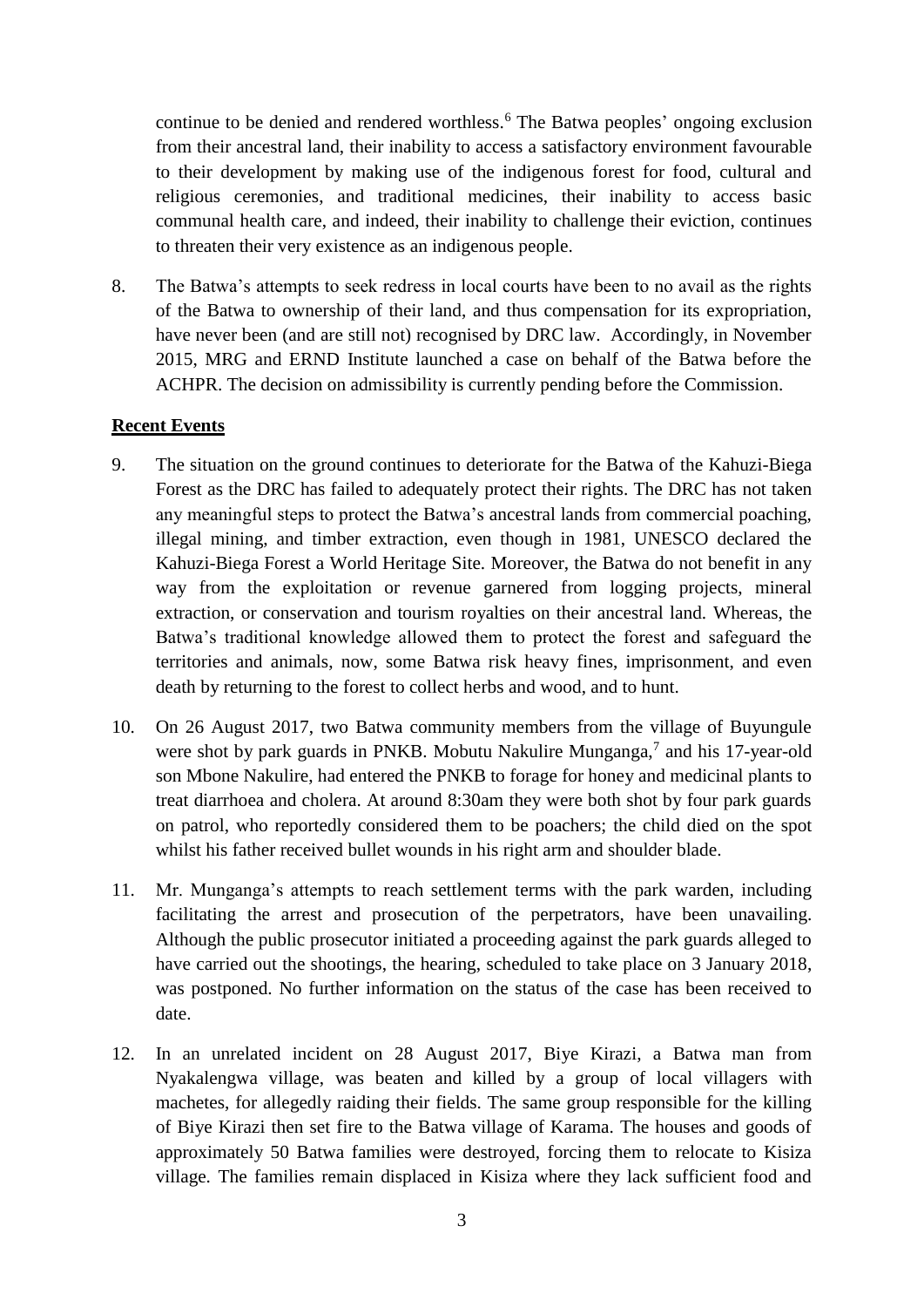continue to be denied and rendered worthless.[6] The Batwa peoples' ongoing exclusion from their ancestral land, their inability to access a satisfactory environment favourable to their development by making use of the indigenous forest for food, cultural and religious ceremonies, and traditional medicines, their inability to access basic communal health care, and indeed, their inability to challenge their eviction, continues to threaten their very existence as an indigenous people.

8. The Batwa's attempts to seek redress in local courts have been to no avail as the rights of the Batwa to ownership of their land, and thus compensation for its expropriation, have never been (and are still not) recognised by DRC law. Accordingly, in November 2015, MRG and ERND Institute launched a case on behalf of the Batwa before the ACHPR. The decision on admissibility is currently pending before the Commission.

## Recent Events

9. The situation on the ground continues to deteriorate for the Batwa of the Kahuzi-Biega Forest as the DRC has failed to adequately protect their rights. The DRC has not taken any meaningful steps to protect the Batwa's ancestral lands from commercial poaching, illegal mining, and timber extraction, even though in 1981, UNESCO declared the Kahuzi-Biega Forest a World Heritage Site. Moreover, the Batwa do not benefit in any way from the exploitation or revenue garnered from logging projects, mineral extraction, or conservation and tourism royalties on their ancestral land. Whereas, the Batwa's traditional knowledge allowed them to protect the forest and safeguard the territories and animals, now, some Batwa risk heavy fines, imprisonment, and even death by returning to the forest to collect herbs and wood, and to hunt.

10. On 26 August 2017, two Batwa community members from the village of Buyungule were shot by park guards in PNKB. Mobutu Nakulire Munganga,[7] and his 17-year-old son Mbone Nakulire, had entered the PNKB to forage for honey and medicinal plants to treat diarrhoea and cholera. At around 8:30am they were both shot by four park guards on patrol, who reportedly considered them to be poachers; the child died on the spot whilst his father received bullet wounds in his right arm and shoulder blade.

11. Mr. Munganga's attempts to reach settlement terms with the park warden, including facilitating the arrest and prosecution of the perpetrators, have been unavailing. Although the public prosecutor initiated a proceeding against the park guards alleged to have carried out the shootings, the hearing, scheduled to take place on 3 January 2018, was postponed. No further information on the status of the case has been received to date.

12. In an unrelated incident on 28 August 2017, Biye Kirazi, a Batwa man from Nyakalengwa village, was beaten and killed by a group of local villagers with machetes, for allegedly raiding their fields. The same group responsible for the killing of Biye Kirazi then set fire to the Batwa village of Karama. The houses and goods of approximately 50 Batwa families were destroyed, forcing them to relocate to Kisiza village. The families remain displaced in Kisiza where they lack sufficient food and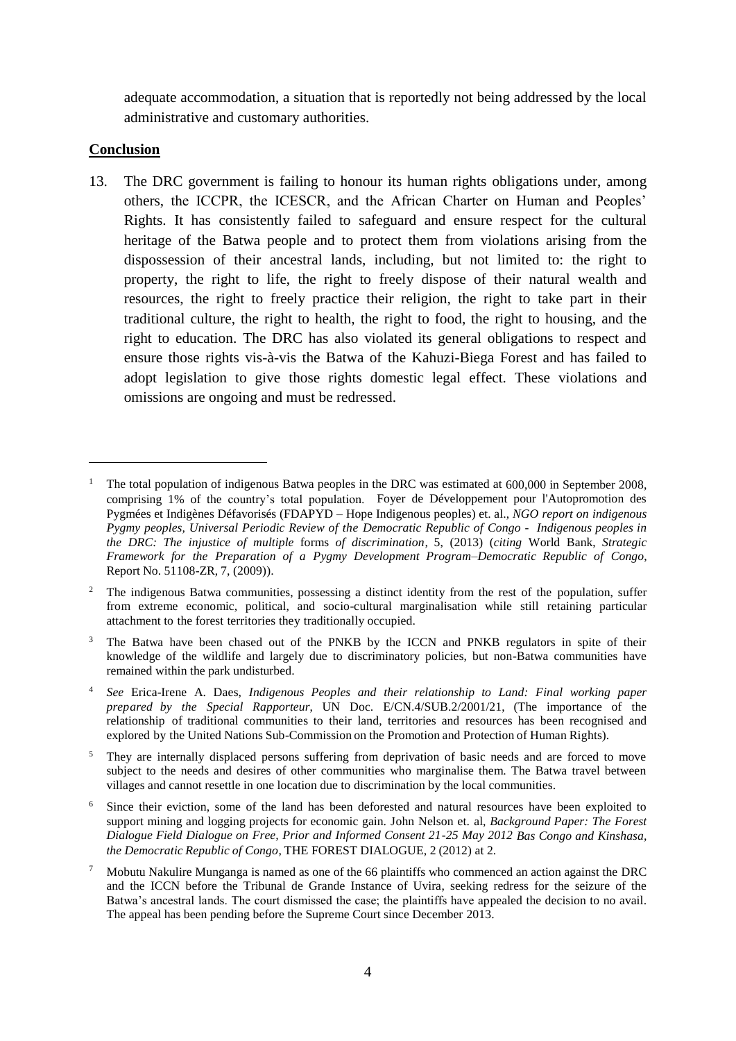adequate accommodation, a situation that is reportedly not being addressed by the local administrative and customary authorities.

**Conclusion**

13. The DRC government is failing to honour its human rights obligations under, among others, the ICCPR, the ICESCR, and the African Charter on Human and Peoples' Rights. It has consistently failed to safeguard and ensure respect for the cultural heritage of the Batwa people and to protect them from violations arising from the dispossession of their ancestral lands, including, but not limited to: the right to property, the right to life, the right to freely dispose of their natural wealth and resources, the right to freely practice their religion, the right to take part in their traditional culture, the right to health, the right to food, the right to housing, and the right to education. The DRC has also violated its general obligations to respect and ensure those rights vis-à-vis the Batwa of the Kahuzi-Biega Forest and has failed to adopt legislation to give those rights domestic legal effect. These violations and omissions are ongoing and must be redressed.

---

[1] The total population of indigenous Batwa peoples in the DRC was estimated at 600,000 in September 2008, comprising 1% of the country's total population. Foyer de Développement pour l'Autopromotion des Pygmées et Indigènes Défavorisés (FDAPYD – Hope Indigenous peoples) et. al., *NGO report on indigenous Pygmy peoples, Universal Periodic Review of the Democratic Republic of Congo - Indigenous peoples in the DRC: The injustice of multiple* forms *of discrimination*, 5, (2013) (*citing* World Bank, *Strategic Framework for the Preparation of a Pygmy Development Program–Democratic Republic of Congo*, Report No. 51108-ZR, 7, (2009)).

[2] The indigenous Batwa communities, possessing a distinct identity from the rest of the population, suffer from extreme economic, political, and socio-cultural marginalisation while still retaining particular attachment to the forest territories they traditionally occupied.

[3] The Batwa have been chased out of the PNKB by the ICCN and PNKB regulators in spite of their knowledge of the wildlife and largely due to discriminatory policies, but non-Batwa communities have remained within the park undisturbed.

[4] *See* Erica-Irene A. Daes, *Indigenous Peoples and their relationship to Land: Final working paper prepared by the Special Rapporteur*, UN Doc. E/CN.4/SUB.2/2001/21, (The importance of the relationship of traditional communities to their land, territories and resources has been recognised and explored by the United Nations Sub-Commission on the Promotion and Protection of Human Rights).

[5] They are internally displaced persons suffering from deprivation of basic needs and are forced to move subject to the needs and desires of other communities who marginalise them. The Batwa travel between villages and cannot resettle in one location due to discrimination by the local communities.

[6] Since their eviction, some of the land has been deforested and natural resources have been exploited to support mining and logging projects for economic gain. John Nelson et. al, *Background Paper: The Forest Dialogue Field Dialogue on Free, Prior and Informed Consent 21-25 May 2012 Bas Congo and Kinshasa, the Democratic Republic of Congo*, THE FOREST DIALOGUE, 2 (2012) at 2.

[7] Mobutu Nakulire Munganga is named as one of the 66 plaintiffs who commenced an action against the DRC and the ICCN before the Tribunal de Grande Instance of Uvira, seeking redress for the seizure of the Batwa's ancestral lands. The court dismissed the case; the plaintiffs have appealed the decision to no avail. The appeal has been pending before the Supreme Court since December 2013.